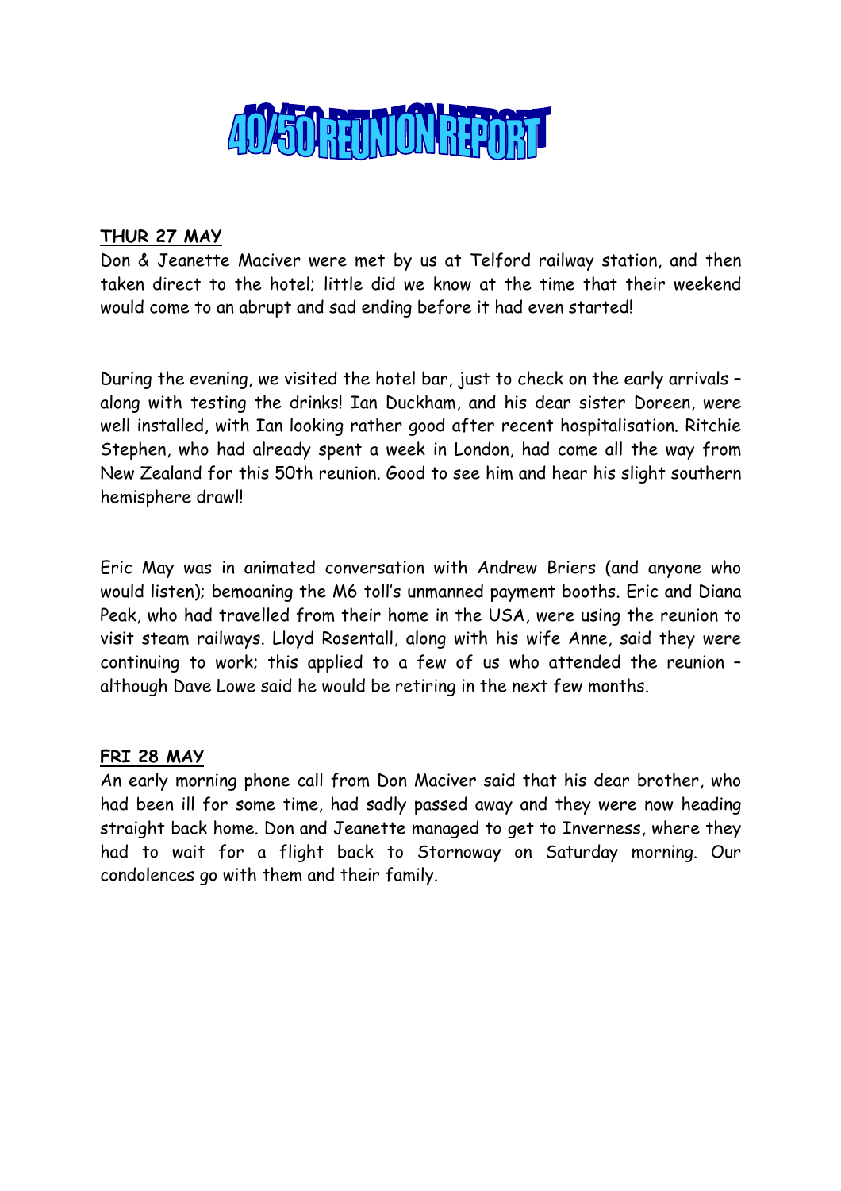# 40/50 REUNION REPORT

**THUR 27 MAY**

Don & Jeanette Maciver were met by us at Telford railway station, and then taken direct to the hotel; little did we know at the time that their weekend would come to an abrupt and sad ending before it had even started!

During the evening, we visited the hotel bar, just to check on the early arrivals – along with testing the drinks! Ian Duckham, and his dear sister Doreen, were well installed, with Ian looking rather good after recent hospitalisation. Ritchie Stephen, who had already spent a week in London, had come all the way from New Zealand for this 50th reunion. Good to see him and hear his slight southern hemisphere drawl!

Eric May was in animated conversation with Andrew Briers (and anyone who would listen); bemoaning the M6 toll's unmanned payment booths. Eric and Diana Peak, who had travelled from their home in the USA, were using the reunion to visit steam railways. Lloyd Rosentall, along with his wife Anne, said they were continuing to work; this applied to a few of us who attended the reunion – although Dave Lowe said he would be retiring in the next few months.

**FRI 28 MAY**

An early morning phone call from Don Maciver said that his dear brother, who had been ill for some time, had sadly passed away and they were now heading straight back home. Don and Jeanette managed to get to Inverness, where they had to wait for a flight back to Stornoway on Saturday morning. Our condolences go with them and their family.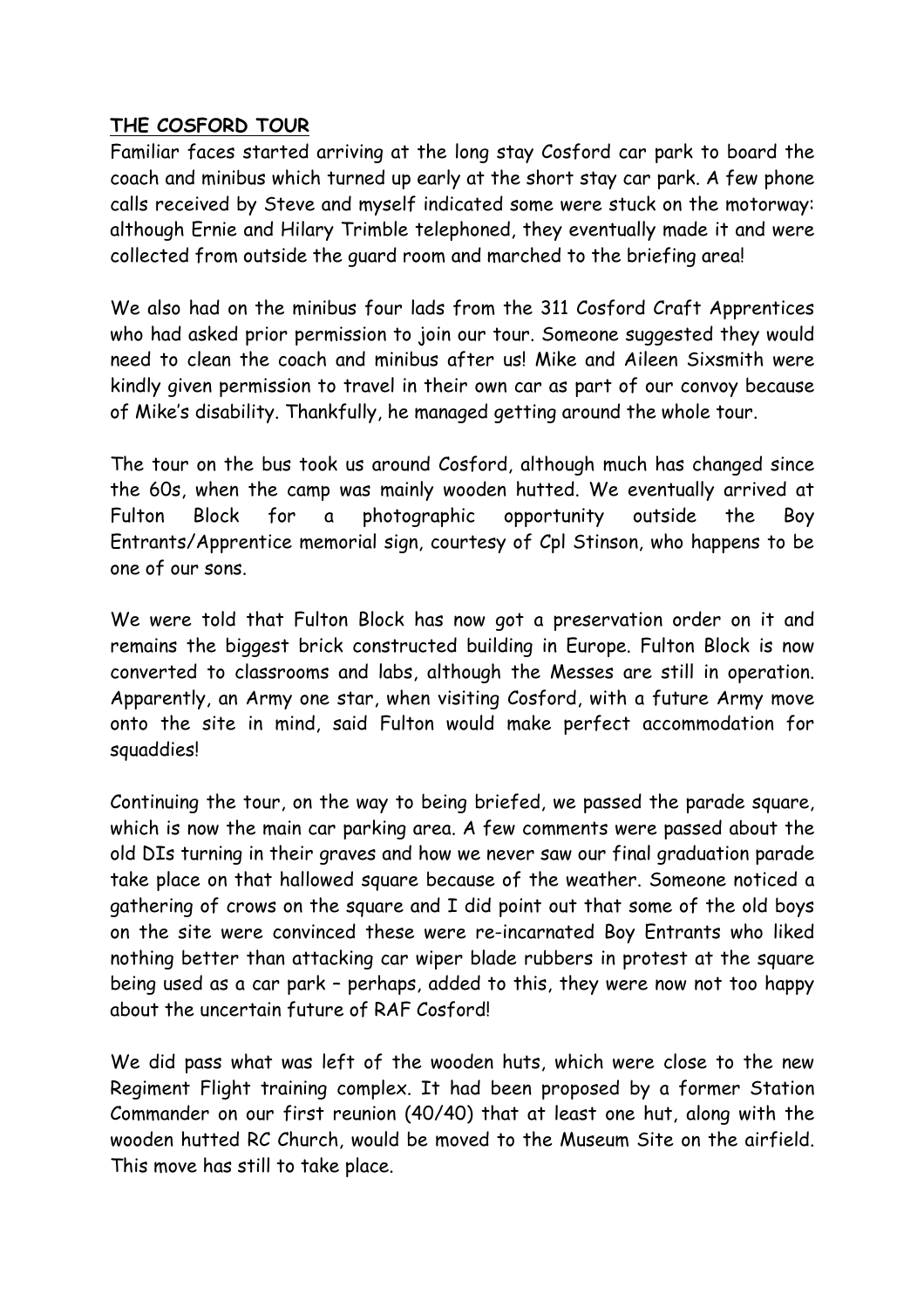**THE COSFORD TOUR**

Familiar faces started arriving at the long stay Cosford car park to board the coach and minibus which turned up early at the short stay car park. A few phone calls received by Steve and myself indicated some were stuck on the motorway: although Ernie and Hilary Trimble telephoned, they eventually made it and were collected from outside the guard room and marched to the briefing area!

We also had on the minibus four lads from the 311 Cosford Craft Apprentices who had asked prior permission to join our tour. Someone suggested they would need to clean the coach and minibus after us! Mike and Aileen Sixsmith were kindly given permission to travel in their own car as part of our convoy because of Mike's disability. Thankfully, he managed getting around the whole tour.

The tour on the bus took us around Cosford, although much has changed since the 60s, when the camp was mainly wooden hutted. We eventually arrived at Fulton Block for a photographic opportunity outside the Boy Entrants/Apprentice memorial sign, courtesy of Cpl Stinson, who happens to be one of our sons.

We were told that Fulton Block has now got a preservation order on it and remains the biggest brick constructed building in Europe. Fulton Block is now converted to classrooms and labs, although the Messes are still in operation. Apparently, an Army one star, when visiting Cosford, with a future Army move onto the site in mind, said Fulton would make perfect accommodation for squaddies!

Continuing the tour, on the way to being briefed, we passed the parade square, which is now the main car parking area. A few comments were passed about the old DIs turning in their graves and how we never saw our final graduation parade take place on that hallowed square because of the weather. Someone noticed a gathering of crows on the square and I did point out that some of the old boys on the site were convinced these were re-incarnated Boy Entrants who liked nothing better than attacking car wiper blade rubbers in protest at the square being used as a car park – perhaps, added to this, they were now not too happy about the uncertain future of RAF Cosford!

We did pass what was left of the wooden huts, which were close to the new Regiment Flight training complex. It had been proposed by a former Station Commander on our first reunion (40/40) that at least one hut, along with the wooden hutted RC Church, would be moved to the Museum Site on the airfield. This move has still to take place.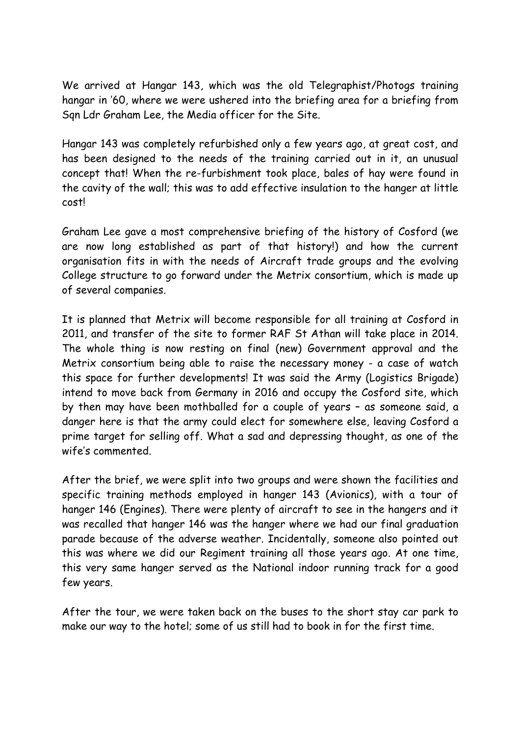We arrived at Hangar 143, which was the old Telegraphist/Photogs training hangar in '60, where we were ushered into the briefing area for a briefing from Sqn Ldr Graham Lee, the Media officer for the Site.

Hangar 143 was completely refurbished only a few years ago, at great cost, and has been designed to the needs of the training carried out in it, an unusual concept that! When the re-furbishment took place, bales of hay were found in the cavity of the wall; this was to add effective insulation to the hanger at little cost!

Graham Lee gave a most comprehensive briefing of the history of Cosford (we are now long established as part of that history!) and how the current organisation fits in with the needs of Aircraft trade groups and the evolving College structure to go forward under the Metrix consortium, which is made up of several companies.

It is planned that Metrix will become responsible for all training at Cosford in 2011, and transfer of the site to former RAF St Athan will take place in 2014. The whole thing is now resting on final (new) Government approval and the Metrix consortium being able to raise the necessary money - a case of watch this space for further developments! It was said the Army (Logistics Brigade) intend to move back from Germany in 2016 and occupy the Cosford site, which by then may have been mothballed for a couple of years – as someone said, a danger here is that the army could elect for somewhere else, leaving Cosford a prime target for selling off. What a sad and depressing thought, as one of the wife's commented.

After the brief, we were split into two groups and were shown the facilities and specific training methods employed in hanger 143 (Avionics), with a tour of hanger 146 (Engines). There were plenty of aircraft to see in the hangers and it was recalled that hanger 146 was the hanger where we had our final graduation parade because of the adverse weather. Incidentally, someone also pointed out this was where we did our Regiment training all those years ago. At one time, this very same hanger served as the National indoor running track for a good few years.

After the tour, we were taken back on the buses to the short stay car park to make our way to the hotel; some of us still had to book in for the first time.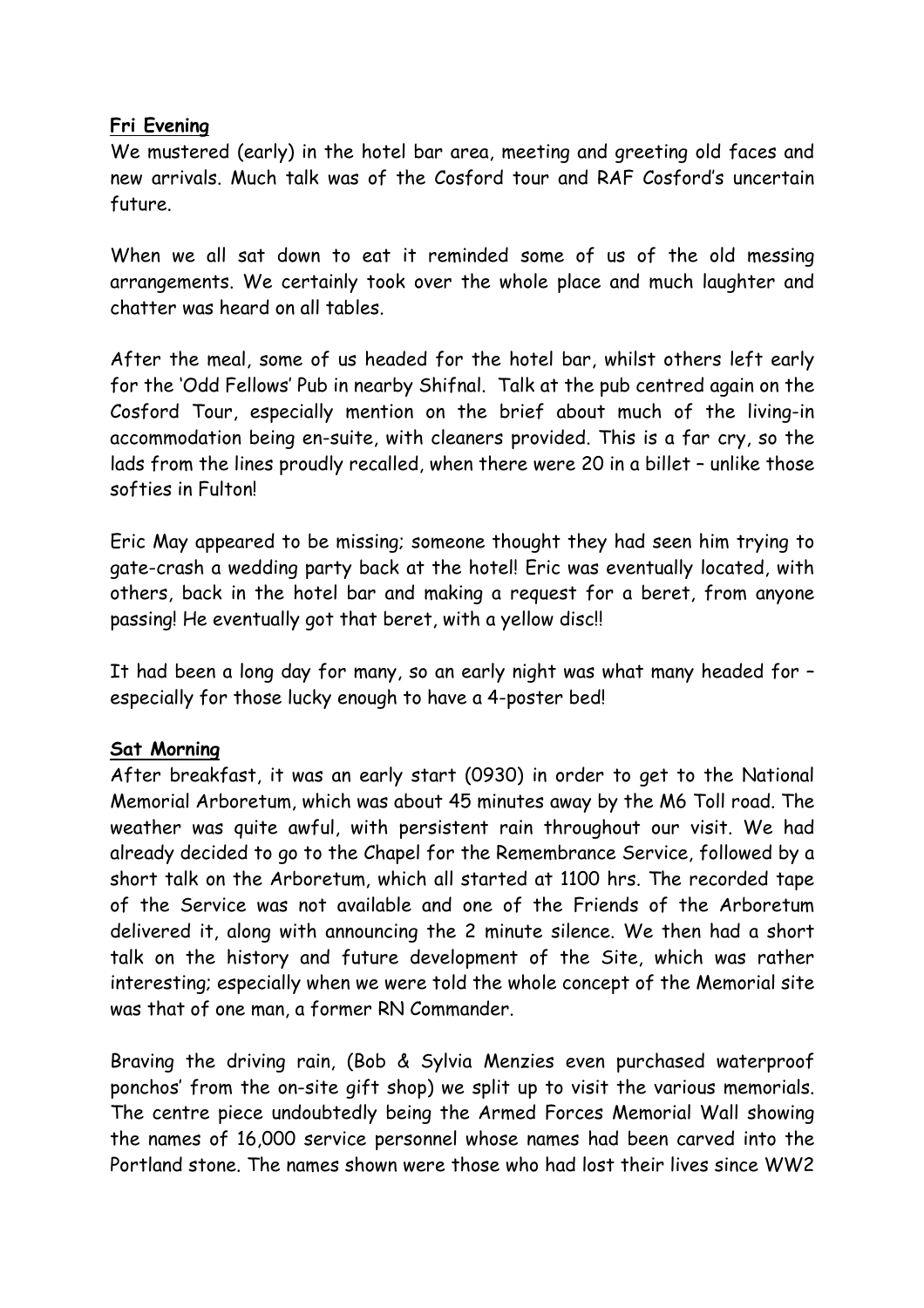**Fri Evening**

We mustered (early) in the hotel bar area, meeting and greeting old faces and new arrivals. Much talk was of the Cosford tour and RAF Cosford's uncertain future.

When we all sat down to eat it reminded some of us of the old messing arrangements. We certainly took over the whole place and much laughter and chatter was heard on all tables.

After the meal, some of us headed for the hotel bar, whilst others left early for the 'Odd Fellows' Pub in nearby Shifnal. Talk at the pub centred again on the Cosford Tour, especially mention on the brief about much of the living-in accommodation being en-suite, with cleaners provided. This is a far cry, so the lads from the lines proudly recalled, when there were 20 in a billet – unlike those softies in Fulton!

Eric May appeared to be missing; someone thought they had seen him trying to gate-crash a wedding party back at the hotel! Eric was eventually located, with others, back in the hotel bar and making a request for a beret, from anyone passing! He eventually got that beret, with a yellow disc!!

It had been a long day for many, so an early night was what many headed for – especially for those lucky enough to have a 4-poster bed!

**Sat Morning**

After breakfast, it was an early start (0930) in order to get to the National Memorial Arboretum, which was about 45 minutes away by the M6 Toll road. The weather was quite awful, with persistent rain throughout our visit. We had already decided to go to the Chapel for the Remembrance Service, followed by a short talk on the Arboretum, which all started at 1100 hrs. The recorded tape of the Service was not available and one of the Friends of the Arboretum delivered it, along with announcing the 2 minute silence. We then had a short talk on the history and future development of the Site, which was rather interesting; especially when we were told the whole concept of the Memorial site was that of one man, a former RN Commander.

Braving the driving rain, (Bob & Sylvia Menzies even purchased waterproof ponchos' from the on-site gift shop) we split up to visit the various memorials. The centre piece undoubtedly being the Armed Forces Memorial Wall showing the names of 16,000 service personnel whose names had been carved into the Portland stone. The names shown were those who had lost their lives since WW2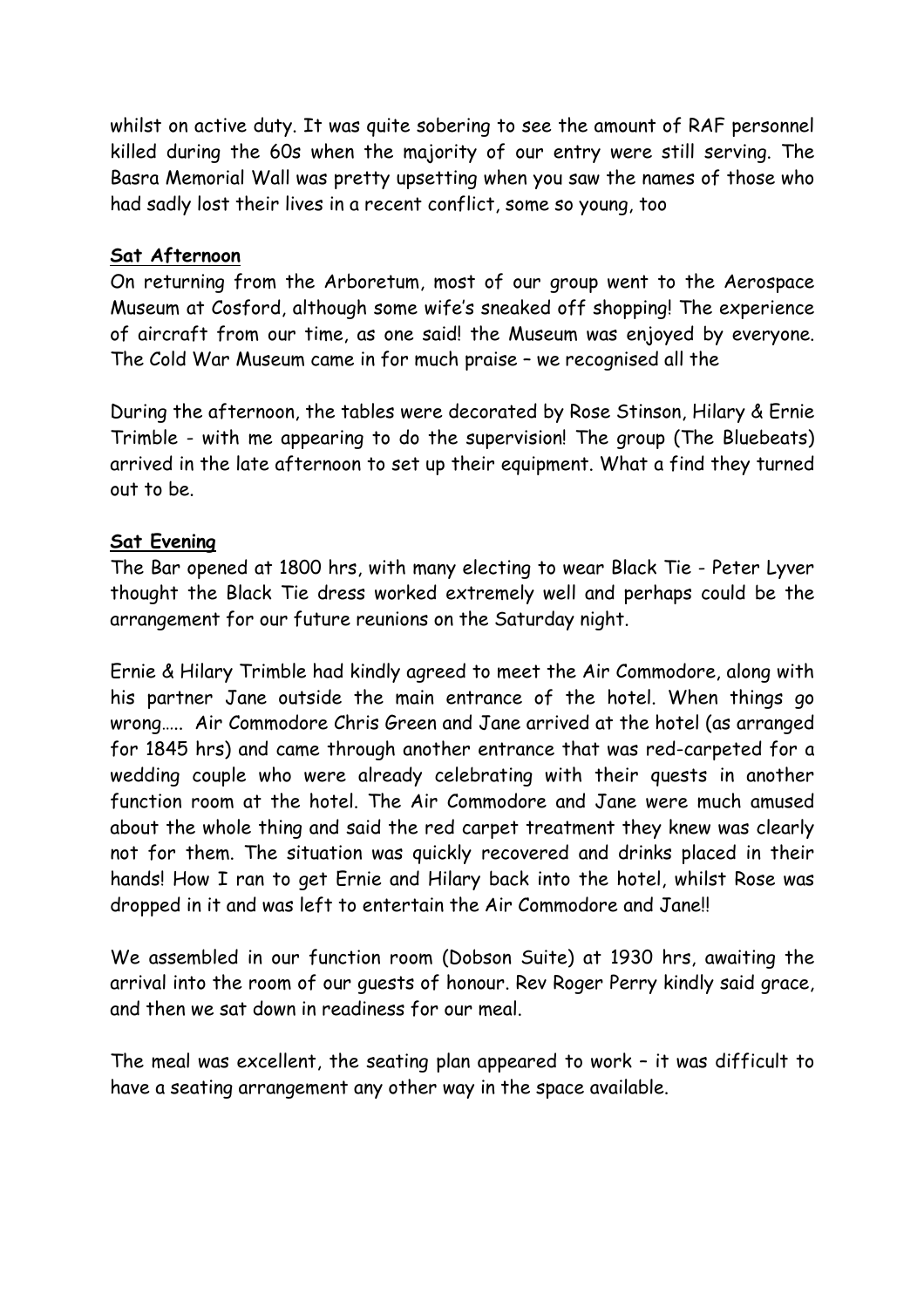whilst on active duty. It was quite sobering to see the amount of RAF personnel killed during the 60s when the majority of our entry were still serving. The Basra Memorial Wall was pretty upsetting when you saw the names of those who had sadly lost their lives in a recent conflict, some so young, too

**Sat Afternoon**

On returning from the Arboretum, most of our group went to the Aerospace Museum at Cosford, although some wife's sneaked off shopping! The experience of aircraft from our time, as one said! the Museum was enjoyed by everyone. The Cold War Museum came in for much praise – we recognised all the

During the afternoon, the tables were decorated by Rose Stinson, Hilary & Ernie Trimble - with me appearing to do the supervision! The group (The Bluebeats) arrived in the late afternoon to set up their equipment. What a find they turned out to be.

**Sat Evening**

The Bar opened at 1800 hrs, with many electing to wear Black Tie - Peter Lyver thought the Black Tie dress worked extremely well and perhaps could be the arrangement for our future reunions on the Saturday night.

Ernie & Hilary Trimble had kindly agreed to meet the Air Commodore, along with his partner Jane outside the main entrance of the hotel. When things go wrong….. Air Commodore Chris Green and Jane arrived at the hotel (as arranged for 1845 hrs) and came through another entrance that was red-carpeted for a wedding couple who were already celebrating with their guests in another function room at the hotel. The Air Commodore and Jane were much amused about the whole thing and said the red carpet treatment they knew was clearly not for them. The situation was quickly recovered and drinks placed in their hands! How I ran to get Ernie and Hilary back into the hotel, whilst Rose was dropped in it and was left to entertain the Air Commodore and Jane!!

We assembled in our function room (Dobson Suite) at 1930 hrs, awaiting the arrival into the room of our guests of honour. Rev Roger Perry kindly said grace, and then we sat down in readiness for our meal.

The meal was excellent, the seating plan appeared to work – it was difficult to have a seating arrangement any other way in the space available.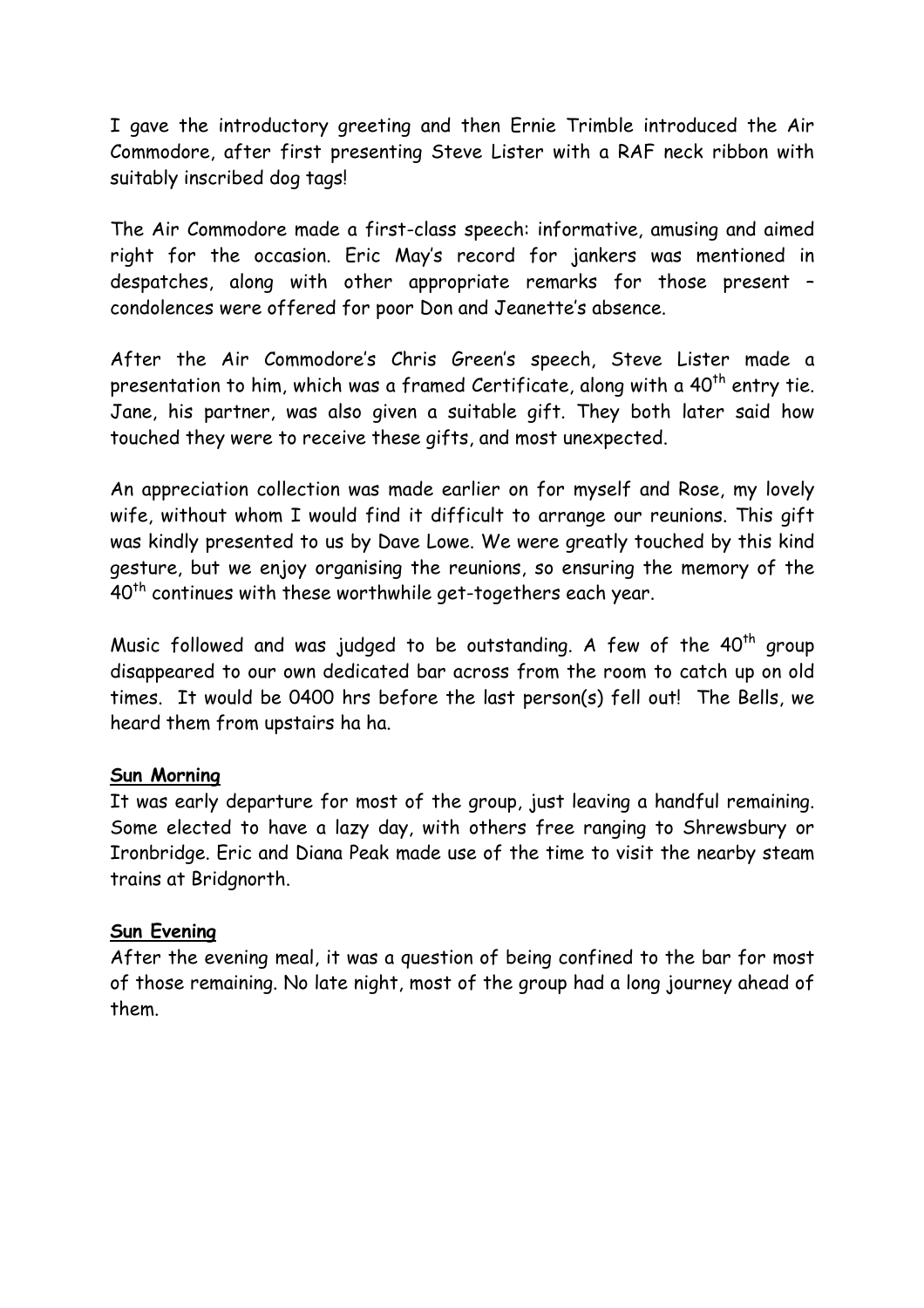I gave the introductory greeting and then Ernie Trimble introduced the Air Commodore, after first presenting Steve Lister with a RAF neck ribbon with suitably inscribed dog tags!

The Air Commodore made a first-class speech: informative, amusing and aimed right for the occasion. Eric May's record for jankers was mentioned in despatches, along with other appropriate remarks for those present – condolences were offered for poor Don and Jeanette's absence.

After the Air Commodore's Chris Green's speech, Steve Lister made a presentation to him, which was a framed Certificate, along with a 40th entry tie. Jane, his partner, was also given a suitable gift. They both later said how touched they were to receive these gifts, and most unexpected.

An appreciation collection was made earlier on for myself and Rose, my lovely wife, without whom I would find it difficult to arrange our reunions. This gift was kindly presented to us by Dave Lowe. We were greatly touched by this kind gesture, but we enjoy organising the reunions, so ensuring the memory of the 40th continues with these worthwhile get-togethers each year.

Music followed and was judged to be outstanding. A few of the 40th group disappeared to our own dedicated bar across from the room to catch up on old times. It would be 0400 hrs before the last person(s) fell out! The Bells, we heard them from upstairs ha ha.

**Sun Morning**

It was early departure for most of the group, just leaving a handful remaining. Some elected to have a lazy day, with others free ranging to Shrewsbury or Ironbridge. Eric and Diana Peak made use of the time to visit the nearby steam trains at Bridgnorth.

**Sun Evening**

After the evening meal, it was a question of being confined to the bar for most of those remaining. No late night, most of the group had a long journey ahead of them.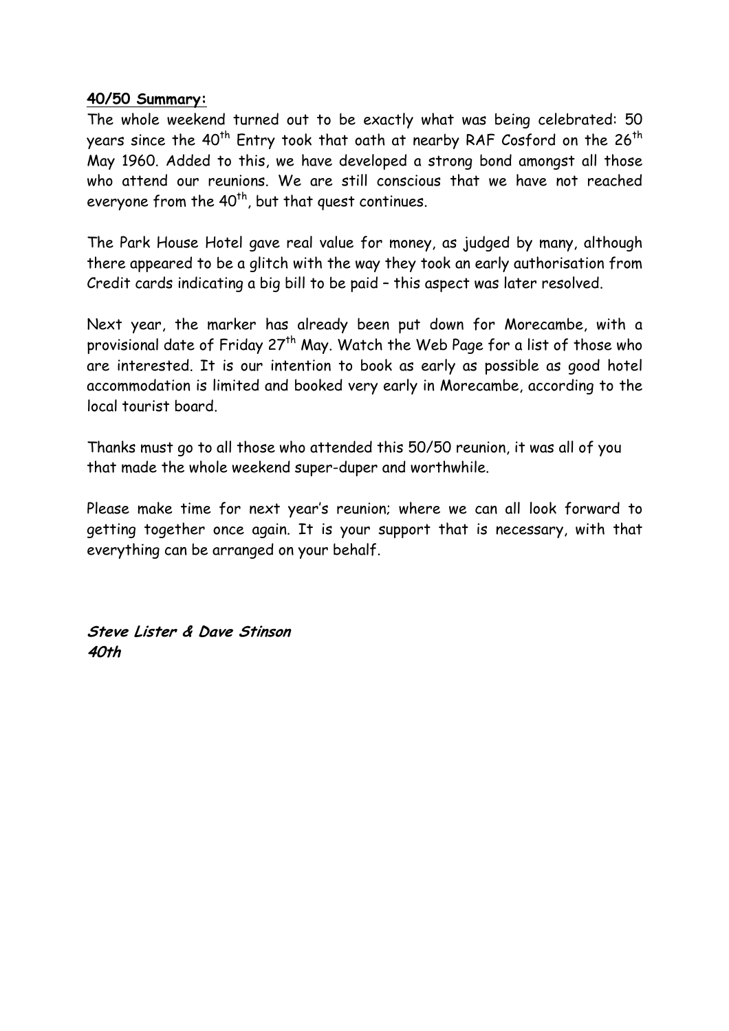**40/50 Summary:**

The whole weekend turned out to be exactly what was being celebrated: 50 years since the $40^{th}$ Entry took that oath at nearby RAF Cosford on the $26^{th}$ May 1960. Added to this, we have developed a strong bond amongst all those who attend our reunions. We are still conscious that we have not reached everyone from the $40^{th}$, but that quest continues.

The Park House Hotel gave real value for money, as judged by many, although there appeared to be a glitch with the way they took an early authorisation from Credit cards indicating a big bill to be paid – this aspect was later resolved.

Next year, the marker has already been put down for Morecambe, with a provisional date of Friday $27^{th}$ May. Watch the Web Page for a list of those who are interested. It is our intention to book as early as possible as good hotel accommodation is limited and booked very early in Morecambe, according to the local tourist board.

Thanks must go to all those who attended this 50/50 reunion, it was all of you that made the whole weekend super-duper and worthwhile.

Please make time for next year's reunion; where we can all look forward to getting together once again. It is your support that is necessary, with that everything can be arranged on your behalf.

***Steve Lister & Dave Stinson***
***40th***